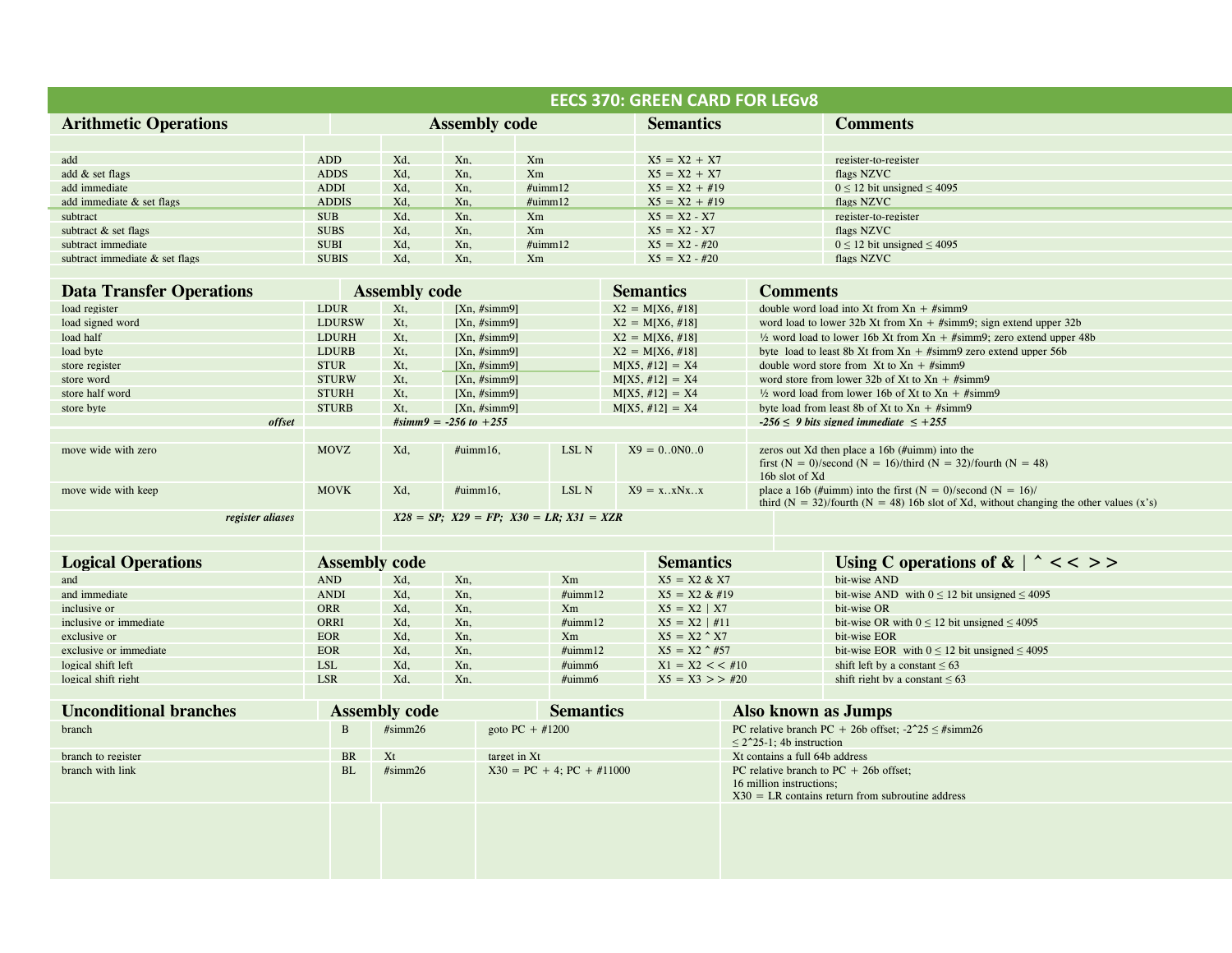# EECS 370: GREEN CARD FOR LEGv8

| Arithmetic Operations | Assembly code | | | | Semantics | Comments |
|---|---|---|---|---|---|---|
| add | ADD | Xd, | Xn, | Xm | X5 = X2 + X7 | register-to-register |
| add & set flags | ADDS | Xd, | Xn, | Xm | X5 = X2 + X7 | flags NZVC |
| add immediate | ADDI | Xd, | Xn, | #uimm12 | X5 = X2 + #19 | 0 ≤ 12 bit unsigned ≤ 4095 |
| add immediate & set flags | ADDIS | Xd, | Xn, | #uimm12 | X5 = X2 + #19 | flags NZVC |
| subtract | SUB | Xd, | Xn, | Xm | X5 = X2 - X7 | register-to-register |
| subtract & set flags | SUBS | Xd, | Xn, | Xm | X5 = X2 - X7 | flags NZVC |
| subtract immediate | SUBI | Xd, | Xn, | #uimm12 | X5 = X2 - #20 | 0 ≤ 12 bit unsigned ≤ 4095 |
| subtract immediate & set flags | SUBIS | Xd, | Xn, | Xm | X5 = X2 - #20 | flags NZVC |

| Data Transfer Operations | Assembly code | | | | Semantics | Comments |
|---|---|---|---|---|---|---|
| load register | LDUR | Xt, | [Xn, #simm9] | | X2 = M[X6, #18] | double word load into Xt from Xn + #simm9 |
| load signed word | LDURSW | Xt, | [Xn, #simm9] | | X2 = M[X6, #18] | word load to lower 32b Xt from Xn + #simm9; sign extend upper 32b |
| load half | LDURH | Xt, | [Xn, #simm9] | | X2 = M[X6, #18] | ½ word load to lower 16b Xt from Xn + #simm9; zero extend upper 48b |
| load byte | LDURB | Xt, | [Xn, #simm9] | | X2 = M[X6, #18] | byte load to least 8b Xt from Xn + #simm9 zero extend upper 56b |
| store register | STUR | Xt, | [Xn, #simm9] | | M[X5, #12] = X4 | double word store from Xt to Xn + #simm9 |
| store word | STURW | Xt, | [Xn, #simm9] | | M[X5, #12] = X4 | word store from lower 32b of Xt to Xn + #simm9 |
| store half word | STURH | Xt, | [Xn, #simm9] | | M[X5, #12] = X4 | ½ word load from lower 16b of Xt to Xn + #simm9 |
| store byte | STURB | Xt, | [Xn, #simm9] | | M[X5, #12] = X4 | byte load from least 8b of Xt to Xn + #simm9 |
| ***offset*** | | ***#simm9 = -256 to +255*** | | | | ***-256 ≤ 9 bits signed immediate ≤ +255*** |
| move wide with zero | MOVZ | Xd, | #uimm16, | LSL N | X9 = 0..0N0..0 | zeros out Xd then place a 16b (#uimm) into the first (N = 0)/second (N = 16)/third (N = 32)/fourth (N = 48) 16b slot of Xd |
| move wide with keep | MOVK | Xd, | #uimm16, | LSL N | X9 = x..xNx..x | place a 16b (#uimm) into the first (N = 0)/second (N = 16)/ third (N = 32)/fourth (N = 48) 16b slot of Xd, without changing the other values (x's) |
| ***register aliases*** | | ***X28 = SP; X29 = FP; X30 = LR; X31 = XZR*** | | | | |

| Logical Operations | Assembly code | | | | Semantics | Using C operations of & \| ^ << >> |
|---|---|---|---|---|---|---|
| and | AND | Xd, | Xn, | Xm | X5 = X2 & X7 | bit-wise AND |
| and immediate | ANDI | Xd, | Xn, | #uimm12 | X5 = X2 & #19 | bit-wise AND with 0 ≤ 12 bit unsigned ≤ 4095 |
| inclusive or | ORR | Xd, | Xn, | Xm | X5 = X2 \| X7 | bit-wise OR |
| inclusive or immediate | ORRI | Xd, | Xn, | #uimm12 | X5 = X2 \| #11 | bit-wise OR with 0 ≤ 12 bit unsigned ≤ 4095 |
| exclusive or | EOR | Xd, | Xn, | Xm | X5 = X2 ^ X7 | bit-wise EOR |
| exclusive or immediate | EOR | Xd, | Xn, | #uimm12 | X5 = X2 ^ #57 | bit-wise EOR with 0 ≤ 12 bit unsigned ≤ 4095 |
| logical shift left | LSL | Xd, | Xn, | #uimm6 | X1 = X2 << #10 | shift left by a constant ≤ 63 |
| logical shift right | LSR | Xd, | Xn, | #uimm6 | X5 = X3 >> #20 | shift right by a constant ≤ 63 |

| Unconditional branches | Assembly code | | Semantics | Also known as Jumps |
|---|---|---|---|---|
| branch | B | #simm26 | goto PC + #1200 | PC relative branch PC + 26b offset; -2^25 ≤ #simm26 ≤ 2^25-1; 4b instruction |
| branch to register | BR | Xt | target in Xt | Xt contains a full 64b address |
| branch with link | BL | #simm26 | X30 = PC + 4; PC + #11000 | PC relative branch to PC + 26b offset; 16 million instructions; X30 = LR contains return from subroutine address |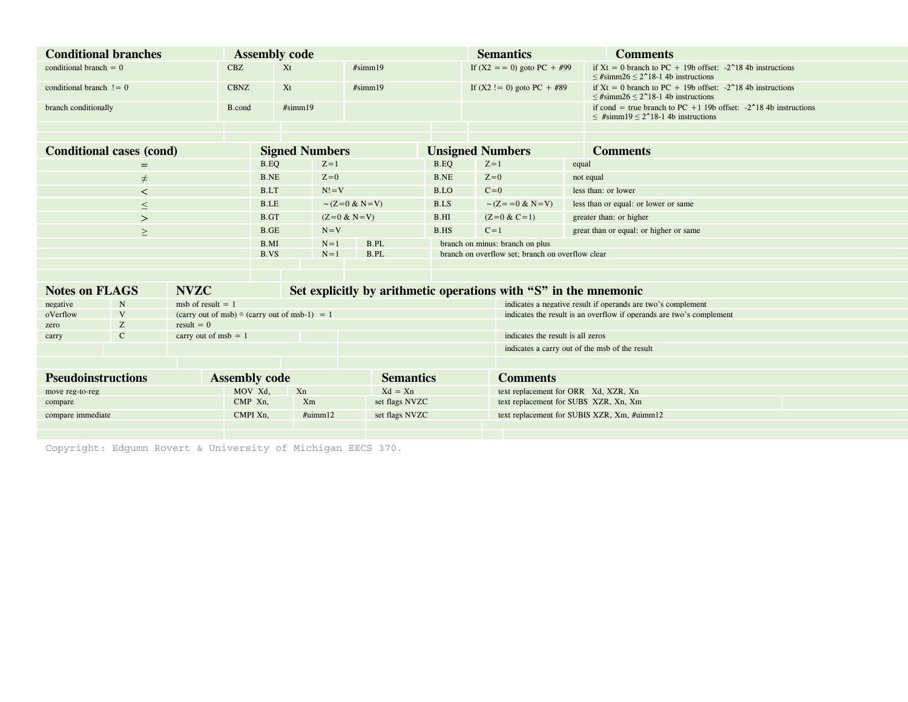| Conditional branches | Assembly code | | | Semantics | Comments |
|---|---|---|---|---|---|
| conditional branch = 0 | CBZ | Xt | #simm19 | If (X2 == 0) goto PC + #99 | if Xt = 0 branch to PC + 19b offset: -2^18 4b instructions ≤ #simm26 ≤ 2^18-1 4b instructions |
| conditional branch != 0 | CBNZ | Xt | #simm19 | If (X2 != 0) goto PC + #89 | if Xt = 0 branch to PC + 19b offset: -2^18 4b instructions ≤ #simm26 ≤ 2^18-1 4b instructions |
| branch conditionally | B.cond | #simm19 | | | if cond = true branch to PC +1 19b offset: -2^18 4b instructions ≤ #simm19 ≤ 2^18-1 4b instructions |

| Conditional cases (cond) | Signed Numbers | | Unsigned Numbers | | Comments |
|---|---|---|---|---|---|
| = | B.EQ | Z=1 | B.EQ | Z=1 | equal |
| ≠ | B.NE | Z=0 | B.NE | Z=0 | not equal |
| < | B.LT | N!=V | B.LO | C=0 | less than: or lower |
| ≤ | B.LE | ~(Z=0 & N=V) | B.LS | ~(Z==0 & N=V) | less than or equal: or lower or same |
| > | B.GT | (Z=0 & N=V) | B.HI | (Z=0 & C=1) | greater than: or higher |
| ≥ | B.GE | N=V | B.HS | C=1 | great than or equal: or higher or same |
| | B.MI | N=1 | B.PL | | branch on minus: branch on plus |
| | B.VS | N=1 | B.PL | | branch on overflow set; branch on overflow clear |

| Notes on FLAGS | | NVZC | Set explicitly by arithmetic operations with "S" in the mnemonic |
|---|---|---|---|
| negative | N | msb of result = 1 | indicates a negative result if operands are two's complement |
| oVerflow | V | (carry out of msb) ⊗ (carry out of msb-1) = 1 | indicates the result is an overflow if operands are two's complement |
| zero | Z | result = 0 | |
| carry | C | carry out of msb = 1 | indicates the result is all zeros |
| | | | indicates a carry out of the msb of the result |

| Pseudoinstructions | Assembly code | | Semantics | Comments |
|---|---|---|---|---|
| move reg-to-reg | MOV Xd, | Xn | Xd = Xn | text replacement for ORR Xd, XZR, Xn |
| compare | CMP Xn, | Xm | set flags NVZC | text replacement for SUBS XZR, Xn, Xm |
| compare immediate | CMPI Xn, | #uimm12 | set flags NVZC | text replacement for SUBIS XZR, Xm, #uimm12 |

Copyright: Edgumn Rovert & University of Michigan EECS 370.